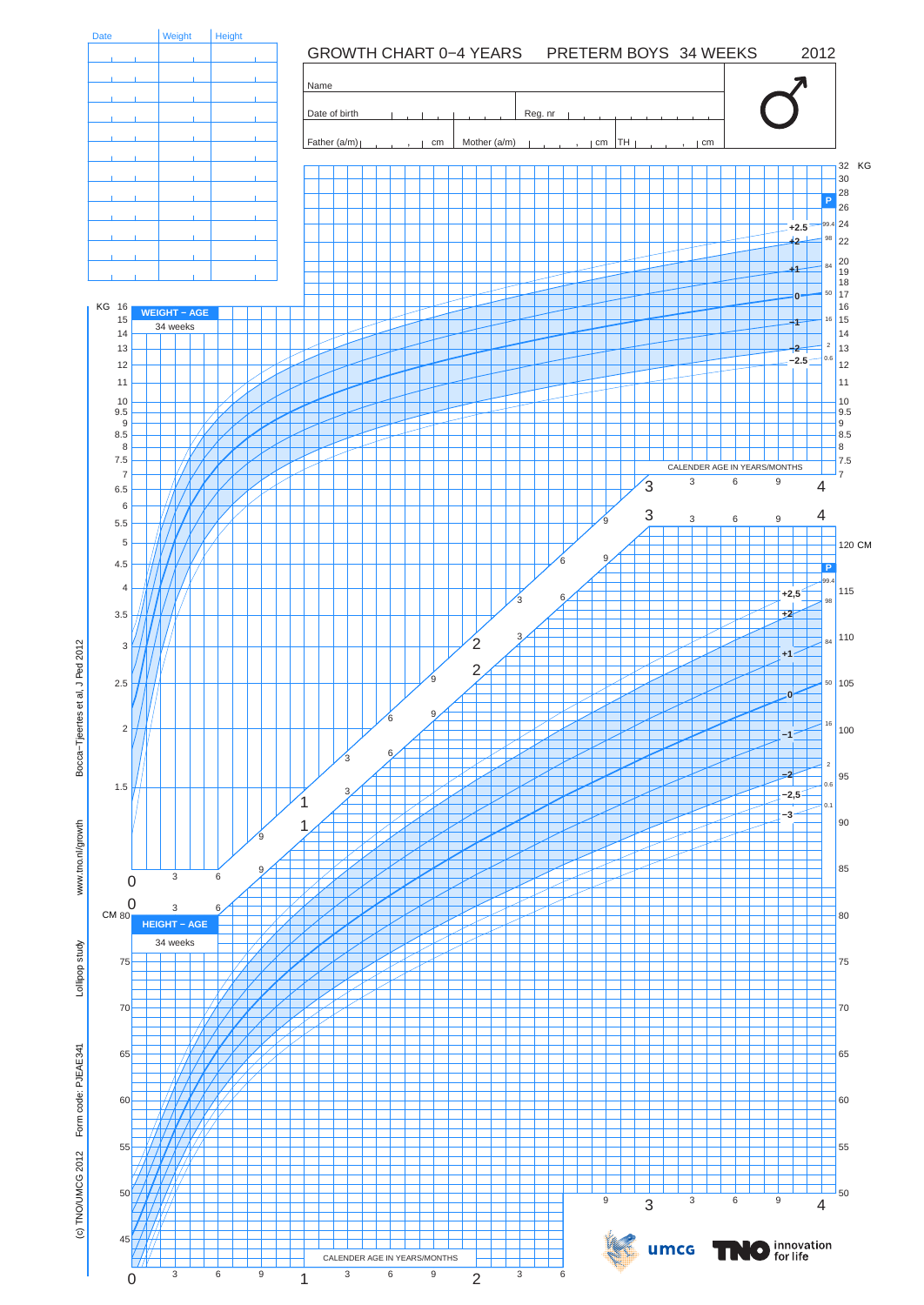# GROWTH CHART 0–4 YEARS  PRETERM BOYS 34 WEEKS  2012

| Date | Weight | Height |
| --- | --- | --- |
| | | |
| | | |
| | | |
| | | |
| | | |
| | | |
| | | |
| | | |
| | | |
| | | |
| | | |
| | | |

Name

Date of birth  Reg. nr

Father (a/m) cm  Mother (a/m) cm  TH cm

♂

**WEIGHT – AGE**
34 weeks

KG

+2.5, +2, +1, 0, −1, −2, −2.5

P: 99.4, 98, 84, 50, 16, 2, 0.6

CALENDER AGE IN YEARS/MONTHS

**HEIGHT – AGE**
34 weeks

CM

+2,5, +2, +1, 0, −1, −2, −2,5, −3

P: 99.4, 98, 84, 50, 16, 2, 0.6, 0.1

CALENDER AGE IN YEARS/MONTHS

Bocca–Tjeertes et al, J Ped 2012

www.tno.nl/growth

Lollipop study

Form code: PJEAE341

(c) TNO/UMCG 2012

umcg

TNO innovation for life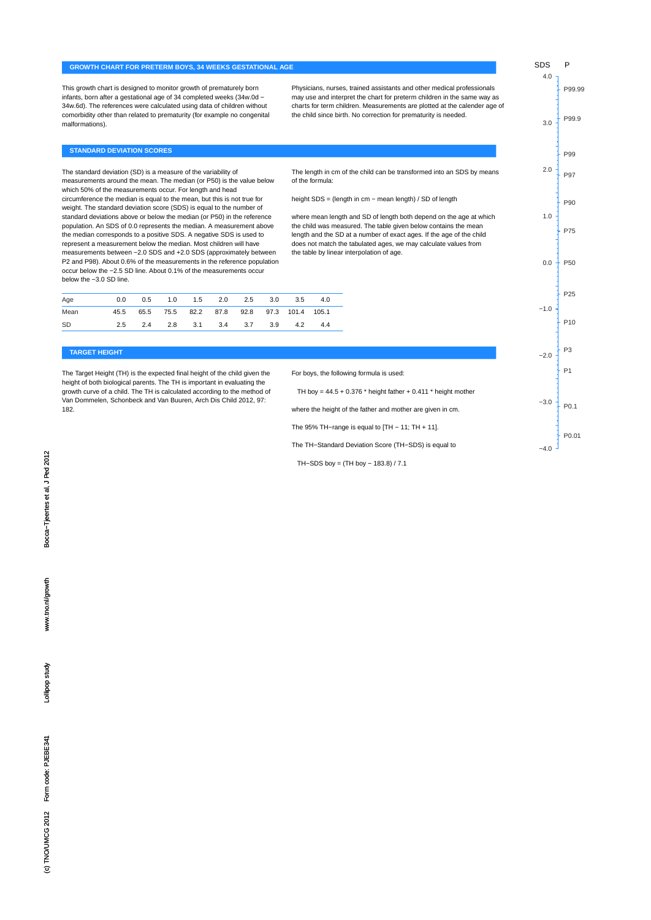## GROWTH CHART FOR PRETERM BOYS, 34 WEEKS GESTATIONAL AGE

This growth chart is designed to monitor growth of prematurely born infants, born after a gestational age of 34 completed weeks (34w.0d − 34w.6d). The references were calculated using data of children without comorbidity other than related to prematurity (for example no congenital malformations).

Physicians, nurses, trained assistants and other medical professionals may use and interpret the chart for preterm children in the same way as charts for term children. Measurements are plotted at the calender age of the child since birth. No correction for prematurity is needed.

## STANDARD DEVIATION SCORES

The standard deviation (SD) is a measure of the variability of measurements around the mean. The median (or P50) is the value below which 50% of the measurements occur. For length and head circumference the median is equal to the mean, but this is not true for weight. The standard deviation score (SDS) is equal to the number of standard deviations above or below the median (or P50) in the reference population. An SDS of 0.0 represents the median. A measurement above the median corresponds to a positive SDS. A negative SDS is used to represent a measurement below the median. Most children will have measurements between −2.0 SDS and +2.0 SDS (approximately between P2 and P98). About 0.6% of the measurements in the reference population occur below the −2.5 SD line. About 0.1% of the measurements occur below the −3.0 SD line.

| Age | 0.0 | 0.5 | 1.0 | 1.5 | 2.0 | 2.5 | 3.0 | 3.5 | 4.0 |
|---|---|---|---|---|---|---|---|---|---|
| Mean | 45.5 | 65.5 | 75.5 | 82.2 | 87.8 | 92.8 | 97.3 | 101.4 | 105.1 |
| SD | 2.5 | 2.4 | 2.8 | 3.1 | 3.4 | 3.7 | 3.9 | 4.2 | 4.4 |

The length in cm of the child can be transformed into an SDS by means of the formula:

height SDS = (length in cm − mean length) / SD of length

where mean length and SD of length both depend on the age at which the child was measured. The table given below contains the mean length and the SD at a number of exact ages. If the age of the child does not match the tabulated ages, we may calculate values from the table by linear interpolation of age.

## TARGET HEIGHT

The Target Height (TH) is the expected final height of the child given the height of both biological parents. The TH is important in evaluating the growth curve of a child. The TH is calculated according to the method of Van Dommelen, Schonbeck and Van Buuren, Arch Dis Child 2012, 97: 182.

For boys, the following formula is used:

TH boy = 44.5 + 0.376 * height father + 0.411 * height mother

where the height of the father and mother are given in cm.

The 95% TH−range is equal to [TH − 11; TH + 11].

The TH−Standard Deviation Score (TH−SDS) is equal to

TH−SDS boy = (TH boy − 183.8) / 7.1

SDS P
4.0
P99.99
3.0
P99.9
P99
2.0
P97
P90
1.0
P75
0.0
P50
P25
−1.0
P10
P3
−2.0
P1
−3.0
P0.1
P0.01
−4.0

(c) TNO/UMCG 2012 Form code: PJEBE341 Lollipop study www.tno.nl/growth Bocca−Tjeertes et al, J Ped 2012